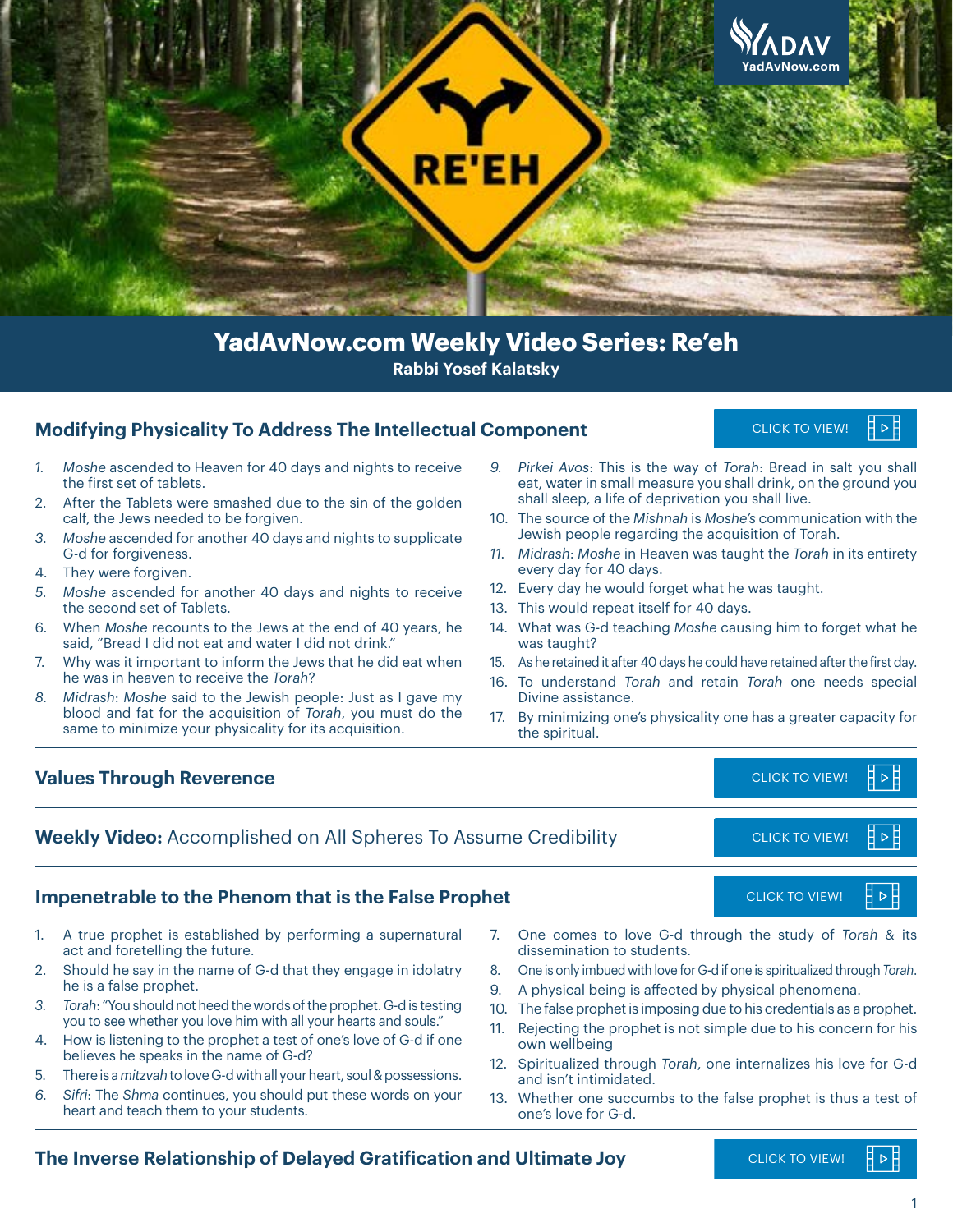# YadAvNow.com Weekly Video Series: Re'eh

**Rabbi Yosef Kalatsky**

## Modifying Physicality To Address The Intellectual Component

CLICK TO VIEW!

1. *Moshe* ascended to Heaven for 40 days and nights to receive the first set of tablets.
2. After the Tablets were smashed due to the sin of the golden calf, the Jews needed to be forgiven.
3. *Moshe* ascended for another 40 days and nights to supplicate G-d for forgiveness.
4. They were forgiven.
5. *Moshe* ascended for another 40 days and nights to receive the second set of Tablets.
6. When *Moshe* recounts to the Jews at the end of 40 years, he said, "Bread I did not eat and water I did not drink."
7. Why was it important to inform the Jews that he did eat when he was in heaven to receive the *Torah*?
8. *Midrash*: *Moshe* said to the Jewish people: Just as I gave my blood and fat for the acquisition of *Torah*, you must do the same to minimize your physicality for its acquisition.
9. *Pirkei Avos*: This is the way of *Torah*: Bread in salt you shall eat, water in small measure you shall drink, on the ground you shall sleep, a life of deprivation you shall live.
10. The source of the *Mishnah* is *Moshe's* communication with the Jewish people regarding the acquisition of Torah.
11. *Midrash*: *Moshe* in Heaven was taught the *Torah* in its entirety every day for 40 days.
12. Every day he would forget what he was taught.
13. This would repeat itself for 40 days.
14. What was G-d teaching *Moshe* causing him to forget what he was taught?
15. As he retained it after 40 days he could have retained after the first day.
16. To understand *Torah* and retain *Torah* one needs special Divine assistance.
17. By minimizing one's physicality one has a greater capacity for the spiritual.

## Values Through Reverence

CLICK TO VIEW!

## **Weekly Video:** Accomplished on All Spheres To Assume Credibility

CLICK TO VIEW!

## Impenetrable to the Phenom that is the False Prophet

CLICK TO VIEW!

1. A true prophet is established by performing a supernatural act and foretelling the future.
2. Should he say in the name of G-d that they engage in idolatry he is a false prophet.
3. *Torah*: "You should not heed the words of the prophet. G-d is testing you to see whether you love him with all your hearts and souls."
4. How is listening to the prophet a test of one's love of G-d if one believes he speaks in the name of G-d?
5. There is a *mitzvah* to love G-d with all your heart, soul & possessions.
6. *Sifri*: The *Shma* continues, you should put these words on your heart and teach them to your students.
7. One comes to love G-d through the study of *Torah* & its dissemination to students.
8. One is only imbued with love for G-d if one is spiritualized through *Torah*.
9. A physical being is affected by physical phenomena.
10. The false prophet is imposing due to his credentials as a prophet.
11. Rejecting the prophet is not simple due to his concern for his own wellbeing
12. Spiritualized through *Torah*, one internalizes his love for G-d and isn't intimidated.
13. Whether one succumbs to the false prophet is thus a test of one's love for G-d.

## The Inverse Relationship of Delayed Gratification and Ultimate Joy

CLICK TO VIEW!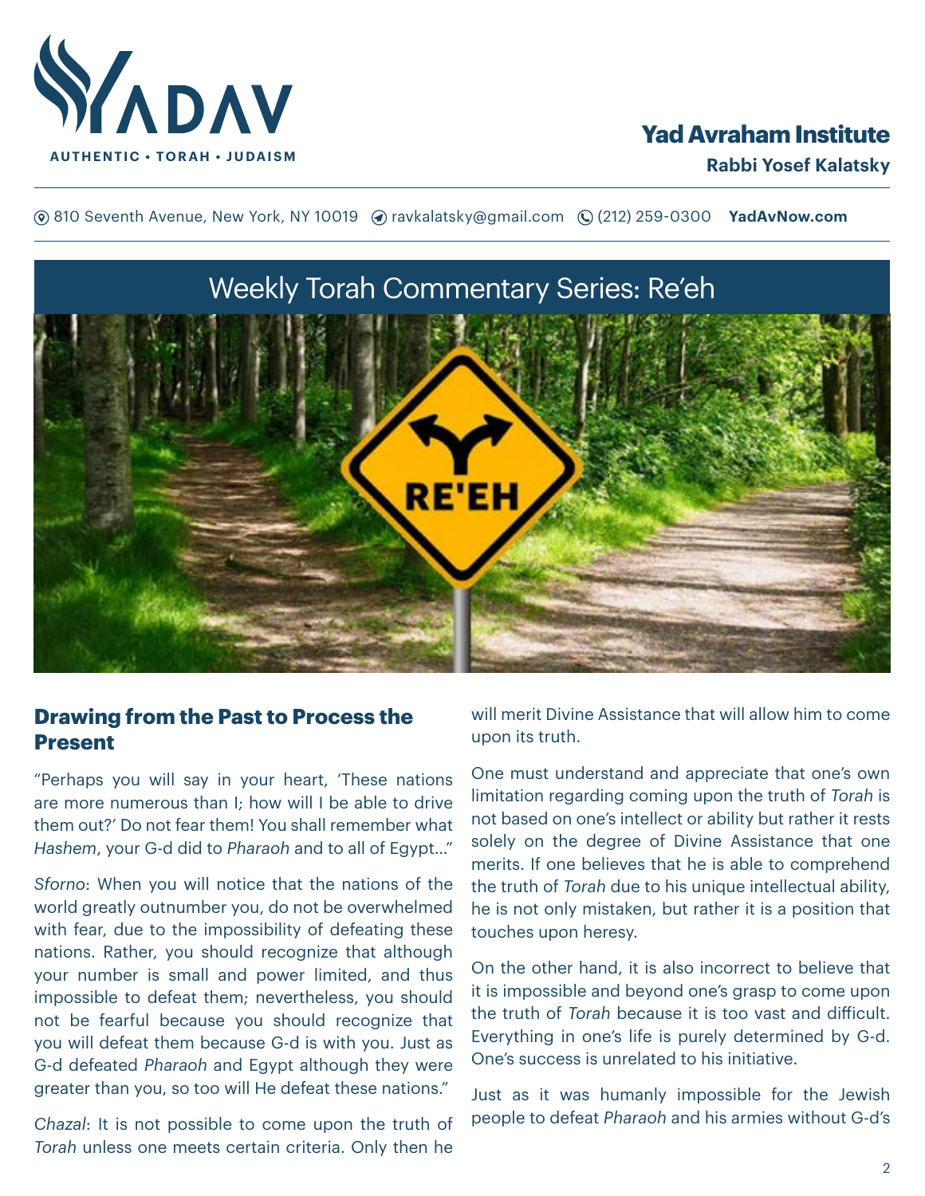# Yad Avraham Institute

**Rabbi Yosef Kalatsky**

810 Seventh Avenue, New York, NY 10019 ravkalatsky@gmail.com (212) 259-0300 **YadAvNow.com**

## Weekly Torah Commentary Series: Re'eh

### Drawing from the Past to Process the Present

"Perhaps you will say in your heart, 'These nations are more numerous than I; how will I be able to drive them out?' Do not fear them! You shall remember what *Hashem*, your G-d did to *Pharaoh* and to all of Egypt..."

*Sforno*: When you will notice that the nations of the world greatly outnumber you, do not be overwhelmed with fear, due to the impossibility of defeating these nations. Rather, you should recognize that although your number is small and power limited, and thus impossible to defeat them; nevertheless, you should not be fearful because you should recognize that you will defeat them because G-d is with you. Just as G-d defeated *Pharaoh* and Egypt although they were greater than you, so too will He defeat these nations."

*Chazal*: It is not possible to come upon the truth of *Torah* unless one meets certain criteria. Only then he will merit Divine Assistance that will allow him to come upon its truth.

One must understand and appreciate that one's own limitation regarding coming upon the truth of *Torah* is not based on one's intellect or ability but rather it rests solely on the degree of Divine Assistance that one merits. If one believes that he is able to comprehend the truth of *Torah* due to his unique intellectual ability, he is not only mistaken, but rather it is a position that touches upon heresy.

On the other hand, it is also incorrect to believe that it is impossible and beyond one's grasp to come upon the truth of *Torah* because it is too vast and difficult. Everything in one's life is purely determined by G-d. One's success is unrelated to his initiative.

Just as it was humanly impossible for the Jewish people to defeat *Pharaoh* and his armies without G-d's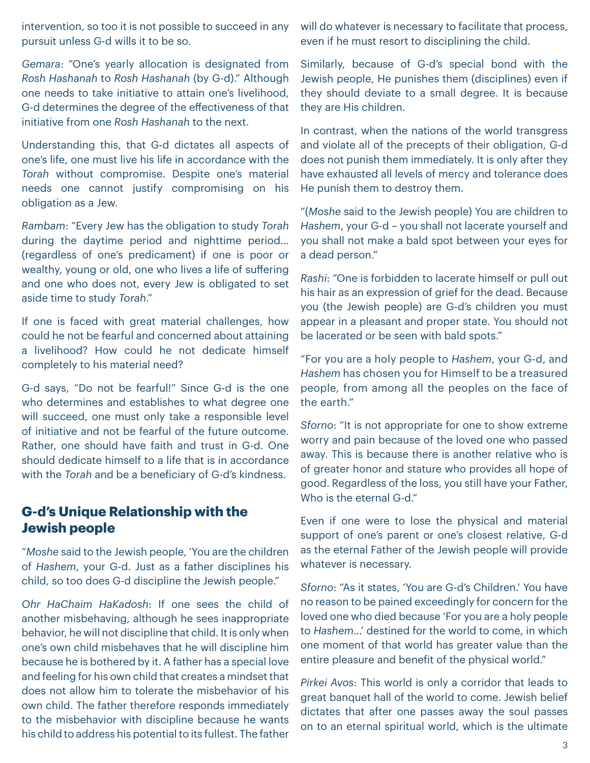intervention, so too it is not possible to succeed in any pursuit unless G-d wills it to be so.

*Gemara*: "One's yearly allocation is designated from *Rosh Hashanah* to *Rosh Hashanah* (by G-d)." Although one needs to take initiative to attain one's livelihood, G-d determines the degree of the effectiveness of that initiative from one *Rosh Hashanah* to the next.

Understanding this, that G-d dictates all aspects of one's life, one must live his life in accordance with the *Torah* without compromise. Despite one's material needs one cannot justify compromising on his obligation as a Jew.

*Rambam*: "Every Jew has the obligation to study *Torah* during the daytime period and nighttime period… (regardless of one's predicament) if one is poor or wealthy, young or old, one who lives a life of suffering and one who does not, every Jew is obligated to set aside time to study *Torah*."

If one is faced with great material challenges, how could he not be fearful and concerned about attaining a livelihood? How could he not dedicate himself completely to his material need?

G-d says, "Do not be fearful!" Since G-d is the one who determines and establishes to what degree one will succeed, one must only take a responsible level of initiative and not be fearful of the future outcome. Rather, one should have faith and trust in G-d. One should dedicate himself to a life that is in accordance with the *Torah* and be a beneficiary of G-d's kindness.

## G-d's Unique Relationship with the Jewish people

"*Moshe* said to the Jewish people, 'You are the children of *Hashem*, your G-d. Just as a father disciplines his child, so too does G-d discipline the Jewish people."

*Ohr HaChaim HaKadosh*: If one sees the child of another misbehaving, although he sees inappropriate behavior, he will not discipline that child. It is only when one's own child misbehaves that he will discipline him because he is bothered by it. A father has a special love and feeling for his own child that creates a mindset that does not allow him to tolerate the misbehavior of his own child. The father therefore responds immediately to the misbehavior with discipline because he wants his child to address his potential to its fullest. The father will do whatever is necessary to facilitate that process, even if he must resort to disciplining the child.

Similarly, because of G-d's special bond with the Jewish people, He punishes them (disciplines) even if they should deviate to a small degree. It is because they are His children.

In contrast, when the nations of the world transgress and violate all of the precepts of their obligation, G-d does not punish them immediately. It is only after they have exhausted all levels of mercy and tolerance does He punish them to destroy them.

"(*Moshe* said to the Jewish people) You are children to *Hashem*, your G-d – you shall not lacerate yourself and you shall not make a bald spot between your eyes for a dead person."

*Rashi*: "One is forbidden to lacerate himself or pull out his hair as an expression of grief for the dead. Because you (the Jewish people) are G-d's children you must appear in a pleasant and proper state. You should not be lacerated or be seen with bald spots."

"For you are a holy people to *Hashem*, your G-d, and *Hashem* has chosen you for Himself to be a treasured people, from among all the peoples on the face of the earth."

*Sforno*: "It is not appropriate for one to show extreme worry and pain because of the loved one who passed away. This is because there is another relative who is of greater honor and stature who provides all hope of good. Regardless of the loss, you still have your Father, Who is the eternal G-d."

Even if one were to lose the physical and material support of one's parent or one's closest relative, G-d as the eternal Father of the Jewish people will provide whatever is necessary.

*Sforno*: "As it states, 'You are G-d's Children.' You have no reason to be pained exceedingly for concern for the loved one who died because 'For you are a holy people to *Hashem*…' destined for the world to come, in which one moment of that world has greater value than the entire pleasure and benefit of the physical world."

*Pirkei Avos*: This world is only a corridor that leads to great banquet hall of the world to come. Jewish belief dictates that after one passes away the soul passes on to an eternal spiritual world, which is the ultimate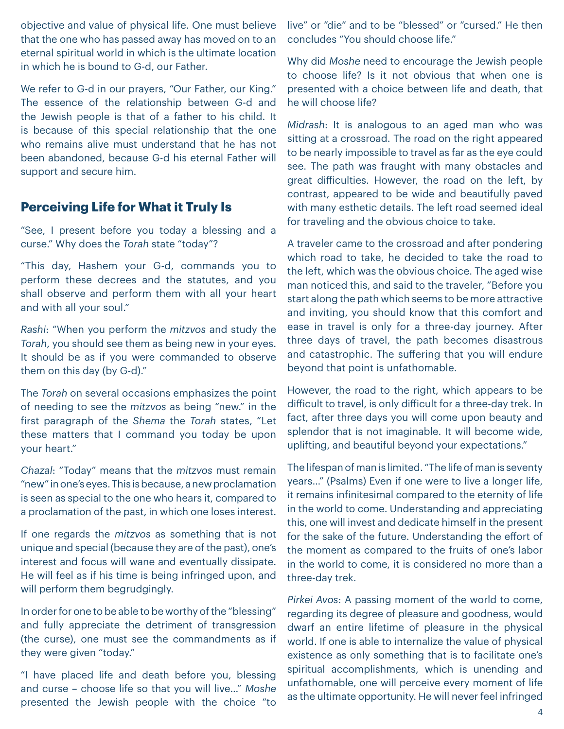objective and value of physical life. One must believe that the one who has passed away has moved on to an eternal spiritual world in which is the ultimate location in which he is bound to G-d, our Father.

We refer to G-d in our prayers, "Our Father, our King." The essence of the relationship between G-d and the Jewish people is that of a father to his child. It is because of this special relationship that the one who remains alive must understand that he has not been abandoned, because G-d his eternal Father will support and secure him.

## Perceiving Life for What it Truly Is

"See, I present before you today a blessing and a curse." Why does the *Torah* state "today"?

"This day, Hashem your G-d, commands you to perform these decrees and the statutes, and you shall observe and perform them with all your heart and with all your soul."

*Rashi*: "When you perform the *mitzvos* and study the *Torah*, you should see them as being new in your eyes. It should be as if you were commanded to observe them on this day (by G-d)."

The *Torah* on several occasions emphasizes the point of needing to see the *mitzvos* as being "new." in the first paragraph of the *Shema* the *Torah* states, "Let these matters that I command you today be upon your heart."

*Chazal*: "Today" means that the *mitzvos* must remain "new" in one's eyes. This is because, a new proclamation is seen as special to the one who hears it, compared to a proclamation of the past, in which one loses interest.

If one regards the *mitzvos* as something that is not unique and special (because they are of the past), one's interest and focus will wane and eventually dissipate. He will feel as if his time is being infringed upon, and will perform them begrudgingly.

In order for one to be able to be worthy of the "blessing" and fully appreciate the detriment of transgression (the curse), one must see the commandments as if they were given "today."

"I have placed life and death before you, blessing and curse – choose life so that you will live..." *Moshe* presented the Jewish people with the choice "to live" or "die" and to be "blessed" or "cursed." He then concludes "You should choose life."

Why did *Moshe* need to encourage the Jewish people to choose life? Is it not obvious that when one is presented with a choice between life and death, that he will choose life?

*Midrash*: It is analogous to an aged man who was sitting at a crossroad. The road on the right appeared to be nearly impossible to travel as far as the eye could see. The path was fraught with many obstacles and great difficulties. However, the road on the left, by contrast, appeared to be wide and beautifully paved with many esthetic details. The left road seemed ideal for traveling and the obvious choice to take.

A traveler came to the crossroad and after pondering which road to take, he decided to take the road to the left, which was the obvious choice. The aged wise man noticed this, and said to the traveler, "Before you start along the path which seems to be more attractive and inviting, you should know that this comfort and ease in travel is only for a three-day journey. After three days of travel, the path becomes disastrous and catastrophic. The suffering that you will endure beyond that point is unfathomable.

However, the road to the right, which appears to be difficult to travel, is only difficult for a three-day trek. In fact, after three days you will come upon beauty and splendor that is not imaginable. It will become wide, uplifting, and beautiful beyond your expectations."

The lifespan of man is limited. "The life of man is seventy years..." (Psalms) Even if one were to live a longer life, it remains infinitesimal compared to the eternity of life in the world to come. Understanding and appreciating this, one will invest and dedicate himself in the present for the sake of the future. Understanding the effort of the moment as compared to the fruits of one's labor in the world to come, it is considered no more than a three-day trek.

*Pirkei Avos*: A passing moment of the world to come, regarding its degree of pleasure and goodness, would dwarf an entire lifetime of pleasure in the physical world. If one is able to internalize the value of physical existence as only something that is to facilitate one's spiritual accomplishments, which is unending and unfathomable, one will perceive every moment of life as the ultimate opportunity. He will never feel infringed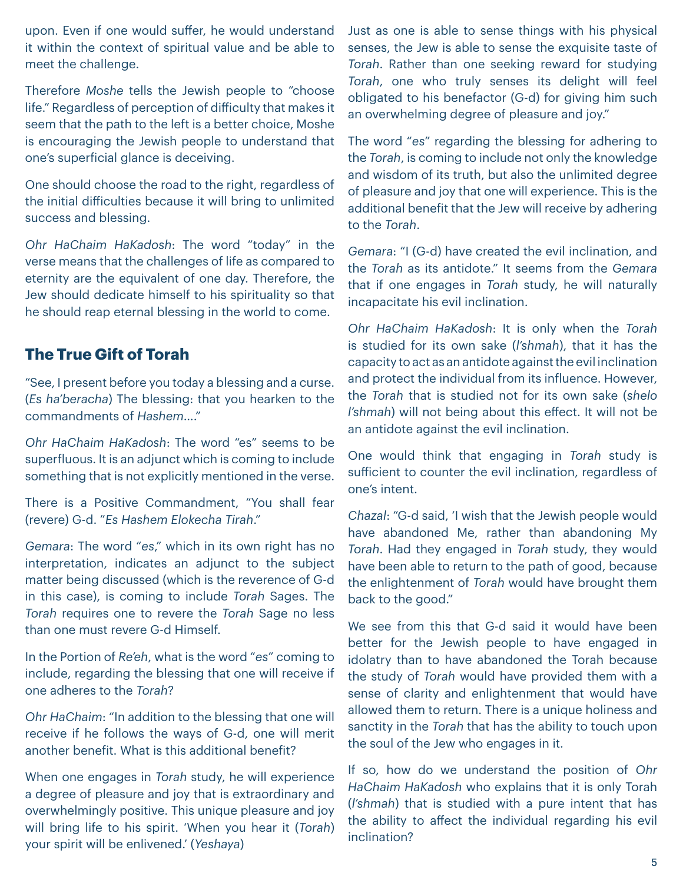upon. Even if one would suffer, he would understand it within the context of spiritual value and be able to meet the challenge.

Therefore *Moshe* tells the Jewish people to "choose life." Regardless of perception of difficulty that makes it seem that the path to the left is a better choice, Moshe is encouraging the Jewish people to understand that one's superficial glance is deceiving.

One should choose the road to the right, regardless of the initial difficulties because it will bring to unlimited success and blessing.

*Ohr HaChaim HaKadosh*: The word "today" in the verse means that the challenges of life as compared to eternity are the equivalent of one day. Therefore, the Jew should dedicate himself to his spirituality so that he should reap eternal blessing in the world to come.

## The True Gift of Torah

"See, I present before you today a blessing and a curse. (*Es ha'beracha*) The blessing: that you hearken to the commandments of *Hashem*...."

*Ohr HaChaim HaKadosh*: The word "es" seems to be superfluous. It is an adjunct which is coming to include something that is not explicitly mentioned in the verse.

There is a Positive Commandment, "You shall fear (revere) G-d. "*Es Hashem Elokecha Tirah*."

*Gemara*: The word "*es*," which in its own right has no interpretation, indicates an adjunct to the subject matter being discussed (which is the reverence of G-d in this case), is coming to include *Torah* Sages. The *Torah* requires one to revere the *Torah* Sage no less than one must revere G-d Himself.

In the Portion of *Re'eh*, what is the word "*es*" coming to include, regarding the blessing that one will receive if one adheres to the *Torah*?

*Ohr HaChaim*: "In addition to the blessing that one will receive if he follows the ways of G-d, one will merit another benefit. What is this additional benefit?

When one engages in *Torah* study, he will experience a degree of pleasure and joy that is extraordinary and overwhelmingly positive. This unique pleasure and joy will bring life to his spirit. 'When you hear it (*Torah*) your spirit will be enlivened.' (*Yeshaya*)

Just as one is able to sense things with his physical senses, the Jew is able to sense the exquisite taste of *Torah*. Rather than one seeking reward for studying *Torah*, one who truly senses its delight will feel obligated to his benefactor (G-d) for giving him such an overwhelming degree of pleasure and joy."

The word "*es*" regarding the blessing for adhering to the *Torah*, is coming to include not only the knowledge and wisdom of its truth, but also the unlimited degree of pleasure and joy that one will experience. This is the additional benefit that the Jew will receive by adhering to the *Torah*.

*Gemara*: "I (G-d) have created the evil inclination, and the *Torah* as its antidote." It seems from the *Gemara* that if one engages in *Torah* study, he will naturally incapacitate his evil inclination.

*Ohr HaChaim HaKadosh*: It is only when the *Torah* is studied for its own sake (*l'shmah*), that it has the capacity to act as an antidote against the evil inclination and protect the individual from its influence. However, the *Torah* that is studied not for its own sake (*shelo l'shmah*) will not being about this effect. It will not be an antidote against the evil inclination.

One would think that engaging in *Torah* study is sufficient to counter the evil inclination, regardless of one's intent.

*Chazal*: "G-d said, 'I wish that the Jewish people would have abandoned Me, rather than abandoning My *Torah*. Had they engaged in *Torah* study, they would have been able to return to the path of good, because the enlightenment of *Torah* would have brought them back to the good."

We see from this that G-d said it would have been better for the Jewish people to have engaged in idolatry than to have abandoned the Torah because the study of *Torah* would have provided them with a sense of clarity and enlightenment that would have allowed them to return. There is a unique holiness and sanctity in the *Torah* that has the ability to touch upon the soul of the Jew who engages in it.

If so, how do we understand the position of *Ohr HaChaim HaKadosh* who explains that it is only Torah (*l'shmah*) that is studied with a pure intent that has the ability to affect the individual regarding his evil inclination?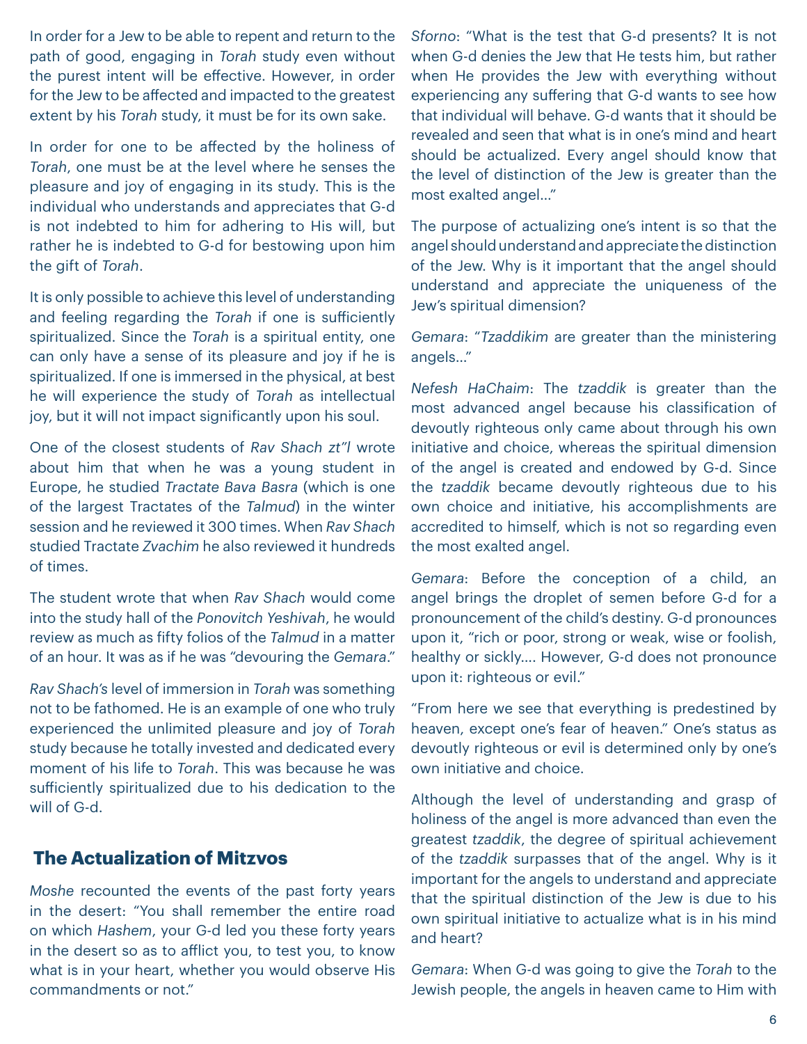In order for a Jew to be able to repent and return to the path of good, engaging in *Torah* study even without the purest intent will be effective. However, in order for the Jew to be affected and impacted to the greatest extent by his *Torah* study, it must be for its own sake.

In order for one to be affected by the holiness of *Torah*, one must be at the level where he senses the pleasure and joy of engaging in its study. This is the individual who understands and appreciates that G-d is not indebted to him for adhering to His will, but rather he is indebted to G-d for bestowing upon him the gift of *Torah*.

It is only possible to achieve this level of understanding and feeling regarding the *Torah* if one is sufficiently spiritualized. Since the *Torah* is a spiritual entity, one can only have a sense of its pleasure and joy if he is spiritualized. If one is immersed in the physical, at best he will experience the study of *Torah* as intellectual joy, but it will not impact significantly upon his soul.

One of the closest students of *Rav Shach zt"l* wrote about him that when he was a young student in Europe, he studied *Tractate Bava Basra* (which is one of the largest Tractates of the *Talmud*) in the winter session and he reviewed it 300 times. When *Rav Shach* studied Tractate *Zvachim* he also reviewed it hundreds of times.

The student wrote that when *Rav Shach* would come into the study hall of the *Ponovitch Yeshivah*, he would review as much as fifty folios of the *Talmud* in a matter of an hour. It was as if he was "devouring the *Gemara*."

*Rav Shach's* level of immersion in *Torah* was something not to be fathomed. He is an example of one who truly experienced the unlimited pleasure and joy of *Torah* study because he totally invested and dedicated every moment of his life to *Torah*. This was because he was sufficiently spiritualized due to his dedication to the will of G-d.

## The Actualization of Mitzvos

*Moshe* recounted the events of the past forty years in the desert: "You shall remember the entire road on which *Hashem*, your G-d led you these forty years in the desert so as to afflict you, to test you, to know what is in your heart, whether you would observe His commandments or not."

*Sforno*: "What is the test that G-d presents? It is not when G-d denies the Jew that He tests him, but rather when He provides the Jew with everything without experiencing any suffering that G-d wants to see how that individual will behave. G-d wants that it should be revealed and seen that what is in one's mind and heart should be actualized. Every angel should know that the level of distinction of the Jew is greater than the most exalted angel…"

The purpose of actualizing one's intent is so that the angel should understand and appreciate the distinction of the Jew. Why is it important that the angel should understand and appreciate the uniqueness of the Jew's spiritual dimension?

*Gemara*: "*Tzaddikim* are greater than the ministering angels…"

*Nefesh HaChaim*: The *tzaddik* is greater than the most advanced angel because his classification of devoutly righteous only came about through his own initiative and choice, whereas the spiritual dimension of the angel is created and endowed by G-d. Since the *tzaddik* became devoutly righteous due to his own choice and initiative, his accomplishments are accredited to himself, which is not so regarding even the most exalted angel.

*Gemara*: Before the conception of a child, an angel brings the droplet of semen before G-d for a pronouncement of the child's destiny. G-d pronounces upon it, "rich or poor, strong or weak, wise or foolish, healthy or sickly…. However, G-d does not pronounce upon it: righteous or evil."

"From here we see that everything is predestined by heaven, except one's fear of heaven." One's status as devoutly righteous or evil is determined only by one's own initiative and choice.

Although the level of understanding and grasp of holiness of the angel is more advanced than even the greatest *tzaddik*, the degree of spiritual achievement of the *tzaddik* surpasses that of the angel. Why is it important for the angels to understand and appreciate that the spiritual distinction of the Jew is due to his own spiritual initiative to actualize what is in his mind and heart?

*Gemara*: When G-d was going to give the *Torah* to the Jewish people, the angels in heaven came to Him with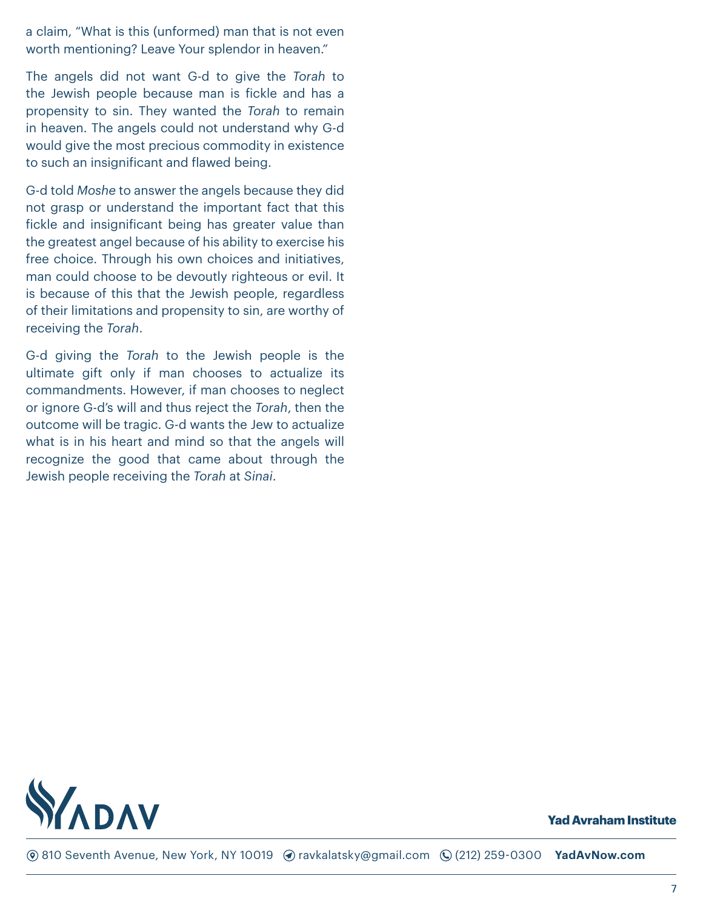a claim, "What is this (unformed) man that is not even worth mentioning? Leave Your splendor in heaven."

The angels did not want G-d to give the *Torah* to the Jewish people because man is fickle and has a propensity to sin. They wanted the *Torah* to remain in heaven. The angels could not understand why G-d would give the most precious commodity in existence to such an insignificant and flawed being.

G-d told *Moshe* to answer the angels because they did not grasp or understand the important fact that this fickle and insignificant being has greater value than the greatest angel because of his ability to exercise his free choice. Through his own choices and initiatives, man could choose to be devoutly righteous or evil. It is because of this that the Jewish people, regardless of their limitations and propensity to sin, are worthy of receiving the *Torah*.

G-d giving the *Torah* to the Jewish people is the ultimate gift only if man chooses to actualize its commandments. However, if man chooses to neglect or ignore G-d's will and thus reject the *Torah*, then the outcome will be tragic. G-d wants the Jew to actualize what is in his heart and mind so that the angels will recognize the good that came about through the Jewish people receiving the *Torah* at *Sinai*.